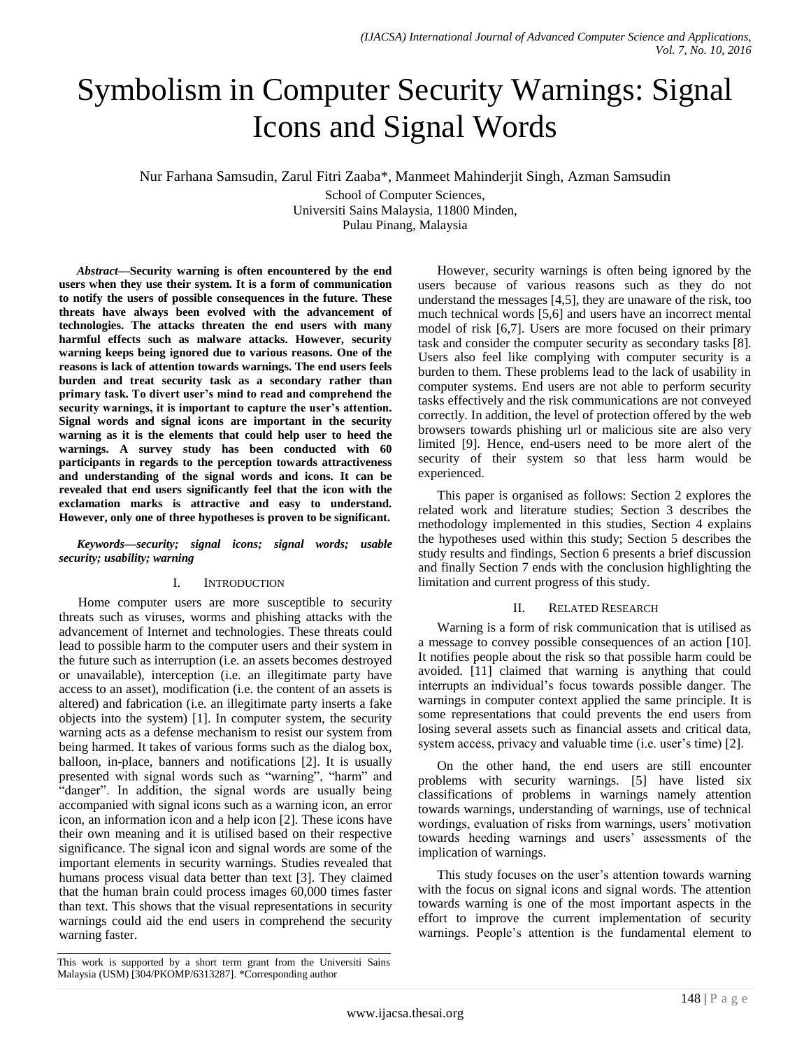# Symbolism in Computer Security Warnings: Signal Icons and Signal Words

Nur Farhana Samsudin, Zarul Fitri Zaaba*, Manmeet Mahinderjit Singh, Azman Samsudin

School of Computer Sciences,
Universiti Sains Malaysia, 11800 Minden,
Pulau Pinang, Malaysia

***Abstract*—Security warning is often encountered by the end users when they use their system. It is a form of communication to notify the users of possible consequences in the future. These threats have always been evolved with the advancement of technologies. The attacks threaten the end users with many harmful effects such as malware attacks. However, security warning keeps being ignored due to various reasons. One of the reasons is lack of attention towards warnings. The end users feels burden and treat security task as a secondary rather than primary task. To divert user's mind to read and comprehend the security warnings, it is important to capture the user's attention. Signal words and signal icons are important in the security warning as it is the elements that could help user to heed the warnings. A survey study has been conducted with 60 participants in regards to the perception towards attractiveness and understanding of the signal words and icons. It can be revealed that end users significantly feel that the icon with the exclamation marks is attractive and easy to understand. However, only one of three hypotheses is proven to be significant.**

***Keywords—security; signal icons; signal words; usable security; usability; warning***

## I. Introduction

Home computer users are more susceptible to security threats such as viruses, worms and phishing attacks with the advancement of Internet and technologies. These threats could lead to possible harm to the computer users and their system in the future such as interruption (i.e. an assets becomes destroyed or unavailable), interception (i.e. an illegitimate party have access to an asset), modification (i.e. the content of an assets is altered) and fabrication (i.e. an illegitimate party inserts a fake objects into the system) [1]. In computer system, the security warning acts as a defense mechanism to resist our system from being harmed. It takes of various forms such as the dialog box, balloon, in-place, banners and notifications [2]. It is usually presented with signal words such as "warning", "harm" and "danger". In addition, the signal words are usually being accompanied with signal icons such as a warning icon, an error icon, an information icon and a help icon [2]. These icons have their own meaning and it is utilised based on their respective significance. The signal icon and signal words are some of the important elements in security warnings. Studies revealed that humans process visual data better than text [3]. They claimed that the human brain could process images 60,000 times faster than text. This shows that the visual representations in security warnings could aid the end users in comprehend the security warning faster.

However, security warnings is often being ignored by the users because of various reasons such as they do not understand the messages [4,5], they are unaware of the risk, too much technical words [5,6] and users have an incorrect mental model of risk [6,7]. Users are more focused on their primary task and consider the computer security as secondary tasks [8]. Users also feel like complying with computer security is a burden to them. These problems lead to the lack of usability in computer systems. End users are not able to perform security tasks effectively and the risk communications are not conveyed correctly. In addition, the level of protection offered by the web browsers towards phishing url or malicious site are also very limited [9]. Hence, end-users need to be more alert of the security of their system so that less harm would be experienced.

This paper is organised as follows: Section 2 explores the related work and literature studies; Section 3 describes the methodology implemented in this studies, Section 4 explains the hypotheses used within this study; Section 5 describes the study results and findings, Section 6 presents a brief discussion and finally Section 7 ends with the conclusion highlighting the limitation and current progress of this study.

## II. Related Research

Warning is a form of risk communication that is utilised as a message to convey possible consequences of an action [10]. It notifies people about the risk so that possible harm could be avoided. [11] claimed that warning is anything that could interrupts an individual's focus towards possible danger. The warnings in computer context applied the same principle. It is some representations that could prevents the end users from losing several assets such as financial assets and critical data, system access, privacy and valuable time (i.e. user's time) [2].

On the other hand, the end users are still encounter problems with security warnings. [5] have listed six classifications of problems in warnings namely attention towards warnings, understanding of warnings, use of technical wordings, evaluation of risks from warnings, users' motivation towards heeding warnings and users' assessments of the implication of warnings.

This study focuses on the user's attention towards warning with the focus on signal icons and signal words. The attention towards warning is one of the most important aspects in the effort to improve the current implementation of security warnings. People's attention is the fundamental element to

This work is supported by a short term grant from the Universiti Sains Malaysia (USM) [304/PKOMP/6313287]. *Corresponding author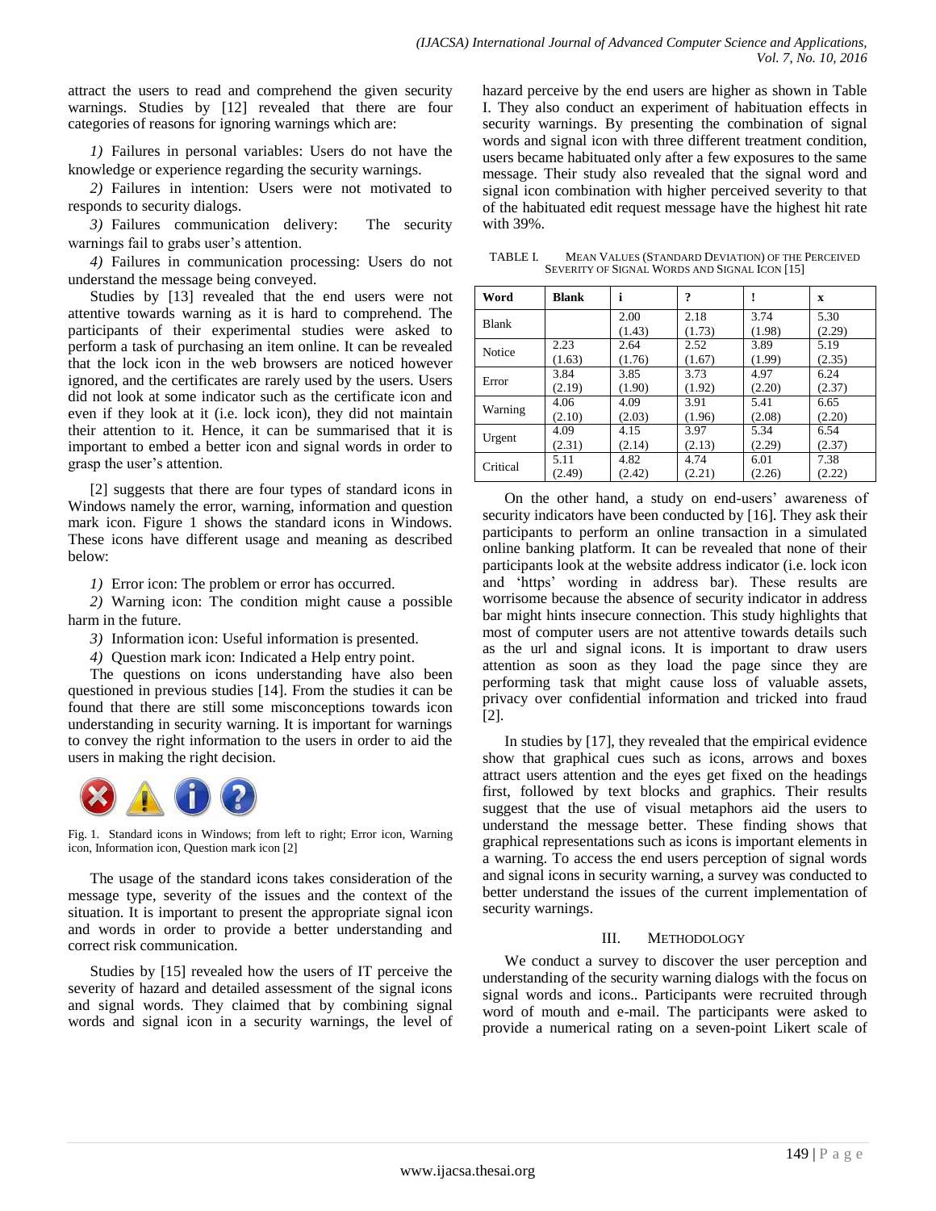attract the users to read and comprehend the given security warnings. Studies by [12] revealed that there are four categories of reasons for ignoring warnings which are:

*1)* Failures in personal variables: Users do not have the knowledge or experience regarding the security warnings.

*2)* Failures in intention: Users were not motivated to responds to security dialogs.

*3)* Failures communication delivery: The security warnings fail to grabs user's attention.

*4)* Failures in communication processing: Users do not understand the message being conveyed.

Studies by [13] revealed that the end users were not attentive towards warning as it is hard to comprehend. The participants of their experimental studies were asked to perform a task of purchasing an item online. It can be revealed that the lock icon in the web browsers are noticed however ignored, and the certificates are rarely used by the users. Users did not look at some indicator such as the certificate icon and even if they look at it (i.e. lock icon), they did not maintain their attention to it. Hence, it can be summarised that it is important to embed a better icon and signal words in order to grasp the user's attention.

[2] suggests that there are four types of standard icons in Windows namely the error, warning, information and question mark icon. Figure 1 shows the standard icons in Windows. These icons have different usage and meaning as described below:

*1)* Error icon: The problem or error has occurred.

*2)* Warning icon: The condition might cause a possible harm in the future.

*3)* Information icon: Useful information is presented.

*4)* Question mark icon: Indicated a Help entry point.

The questions on icons understanding have also been questioned in previous studies [14]. From the studies it can be found that there are still some misconceptions towards icon understanding in security warning. It is important for warnings to convey the right information to the users in order to aid the users in making the right decision.

Fig. 1. Standard icons in Windows; from left to right; Error icon, Warning icon, Information icon, Question mark icon [2]

The usage of the standard icons takes consideration of the message type, severity of the issues and the context of the situation. It is important to present the appropriate signal icon and words in order to provide a better understanding and correct risk communication.

Studies by [15] revealed how the users of IT perceive the severity of hazard and detailed assessment of the signal icons and signal words. They claimed that by combining signal words and signal icon in a security warnings, the level of hazard perceive by the end users are higher as shown in Table I. They also conduct an experiment of habituation effects in security warnings. By presenting the combination of signal words and signal icon with three different treatment condition, users became habituated only after a few exposures to the same message. Their study also revealed that the signal word and signal icon combination with higher perceived severity to that of the habituated edit request message have the highest hit rate with 39%.

TABLE I. MEAN VALUES (STANDARD DEVIATION) OF THE PERCEIVED SEVERITY OF SIGNAL WORDS AND SIGNAL ICON [15]

| Word | Blank | i | ? | ! | x |
|---|---|---|---|---|---|
| Blank | | 2.00 (1.43) | 2.18 (1.73) | 3.74 (1.98) | 5.30 (2.29) |
| Notice | 2.23 (1.63) | 2.64 (1.76) | 2.52 (1.67) | 3.89 (1.99) | 5.19 (2.35) |
| Error | 3.84 (2.19) | 3.85 (1.90) | 3.73 (1.92) | 4.97 (2.20) | 6.24 (2.37) |
| Warning | 4.06 (2.10) | 4.09 (2.03) | 3.91 (1.96) | 5.41 (2.08) | 6.65 (2.20) |
| Urgent | 4.09 (2.31) | 4.15 (2.14) | 3.97 (2.13) | 5.34 (2.29) | 6.54 (2.37) |
| Critical | 5.11 (2.49) | 4.82 (2.42) | 4.74 (2.21) | 6.01 (2.26) | 7.38 (2.22) |

On the other hand, a study on end-users' awareness of security indicators have been conducted by [16]. They ask their participants to perform an online transaction in a simulated online banking platform. It can be revealed that none of their participants look at the website address indicator (i.e. lock icon and 'https' wording in address bar). These results are worrisome because the absence of security indicator in address bar might hints insecure connection. This study highlights that most of computer users are not attentive towards details such as the url and signal icons. It is important to draw users attention as soon as they load the page since they are performing task that might cause loss of valuable assets, privacy over confidential information and tricked into fraud [2].

In studies by [17], they revealed that the empirical evidence show that graphical cues such as icons, arrows and boxes attract users attention and the eyes get fixed on the headings first, followed by text blocks and graphics. Their results suggest that the use of visual metaphors aid the users to understand the message better. These finding shows that graphical representations such as icons is important elements in a warning. To access the end users perception of signal words and signal icons in security warning, a survey was conducted to better understand the issues of the current implementation of security warnings.

## III. METHODOLOGY

We conduct a survey to discover the user perception and understanding of the security warning dialogs with the focus on signal words and icons.. Participants were recruited through word of mouth and e-mail. The participants were asked to provide a numerical rating on a seven-point Likert scale of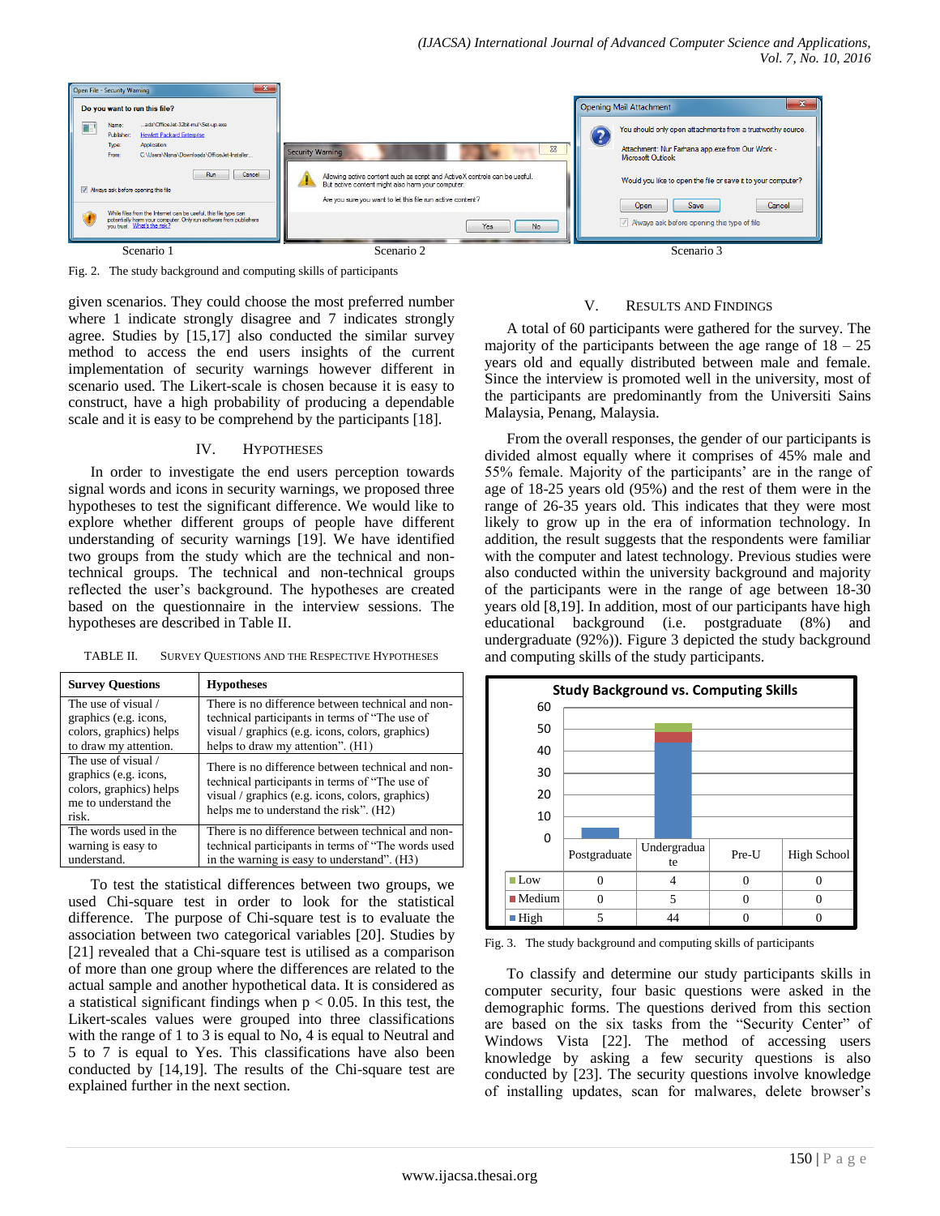Scenario 1 Scenario 2 Scenario 3

Fig. 2. The study background and computing skills of participants

given scenarios. They could choose the most preferred number where 1 indicate strongly disagree and 7 indicates strongly agree. Studies by [15,17] also conducted the similar survey method to access the end users insights of the current implementation of security warnings however different in scenario used. The Likert-scale is chosen because it is easy to construct, have a high probability of producing a dependable scale and it is easy to be comprehend by the participants [18].

## IV. Hypotheses

In order to investigate the end users perception towards signal words and icons in security warnings, we proposed three hypotheses to test the significant difference. We would like to explore whether different groups of people have different understanding of security warnings [19]. We have identified two groups from the study which are the technical and non-technical groups. The technical and non-technical groups reflected the user's background. The hypotheses are created based on the questionnaire in the interview sessions. The hypotheses are described in Table II.

TABLE II. Survey Questions and the Respective Hypotheses

| Survey Questions | Hypotheses |
|---|---|
| The use of visual / graphics (e.g. icons, colors, graphics) helps to draw my attention. | There is no difference between technical and non-technical participants in terms of "The use of visual / graphics (e.g. icons, colors, graphics) helps to draw my attention". (H1) |
| The use of visual / graphics (e.g. icons, colors, graphics) helps me to understand the risk. | There is no difference between technical and non-technical participants in terms of "The use of visual / graphics (e.g. icons, colors, graphics) helps me to understand the risk". (H2) |
| The words used in the warning is easy to understand. | There is no difference between technical and non-technical participants in terms of "The words used in the warning is easy to understand". (H3) |

To test the statistical differences between two groups, we used Chi-square test in order to look for the statistical difference. The purpose of Chi-square test is to evaluate the association between two categorical variables [20]. Studies by [21] revealed that a Chi-square test is utilised as a comparison of more than one group where the differences are related to the actual sample and another hypothetical data. It is considered as a statistical significant findings when $p < 0.05$. In this test, the Likert-scales values were grouped into three classifications with the range of 1 to 3 is equal to No, 4 is equal to Neutral and 5 to 7 is equal to Yes. This classifications have also been conducted by [14,19]. The results of the Chi-square test are explained further in the next section.

## V. Results and Findings

A total of 60 participants were gathered for the survey. The majority of the participants between the age range of 18 – 25 years old and equally distributed between male and female. Since the interview is promoted well in the university, most of the participants are predominantly from the Universiti Sains Malaysia, Penang, Malaysia.

From the overall responses, the gender of our participants is divided almost equally where it comprises of 45% male and 55% female. Majority of the participants' are in the range of age of 18-25 years old (95%) and the rest of them were in the range of 26-35 years old. This indicates that they were most likely to grow up in the era of information technology. In addition, the result suggests that the respondents were familiar with the computer and latest technology. Previous studies were also conducted within the university background and majority of the participants were in the range of age between 18-30 years old [8,19]. In addition, most of our participants have high educational background (i.e. postgraduate (8%) and undergraduate (92%)). Figure 3 depicted the study background and computing skills of the study participants.

Study Background vs. Computing Skills

60
50
40
30
20
10
0

Postgraduate, Undergraduate, Pre-U, High School

Low: 0, 4, 0, 0
Medium: 0, 5, 0, 0
High: 5, 44, 0, 0

Fig. 3. The study background and computing skills of participants

To classify and determine our study participants skills in computer security, four basic questions were asked in the demographic forms. The questions derived from this section are based on the six tasks from the "Security Center" of Windows Vista [22]. The method of accessing users knowledge by asking a few security questions is also conducted by [23]. The security questions involve knowledge of installing updates, scan for malwares, delete browser's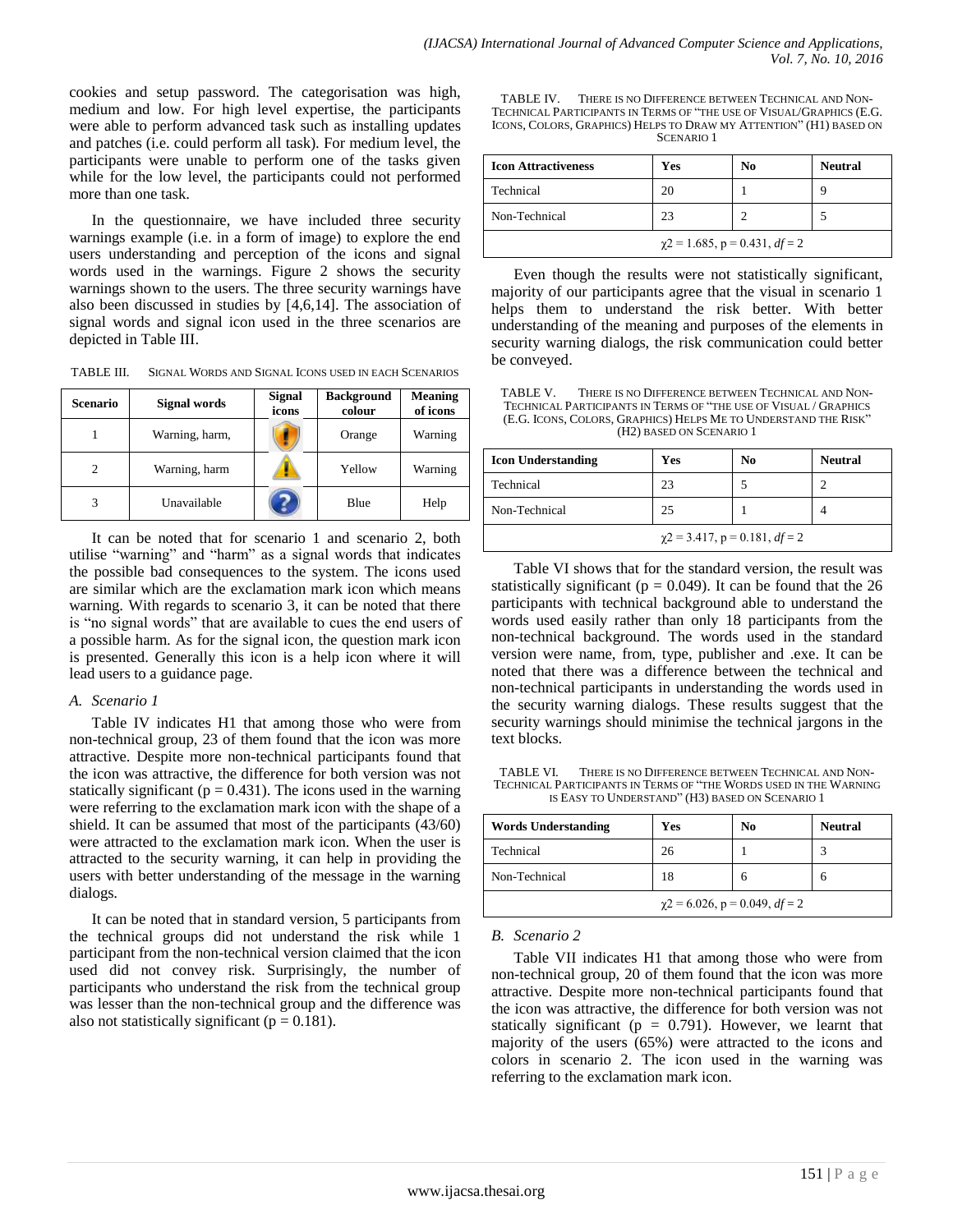cookies and setup password. The categorisation was high, medium and low. For high level expertise, the participants were able to perform advanced task such as installing updates and patches (i.e. could perform all task). For medium level, the participants were unable to perform one of the tasks given while for the low level, the participants could not performed more than one task.

In the questionnaire, we have included three security warnings example (i.e. in a form of image) to explore the end users understanding and perception of the icons and signal words used in the warnings. Figure 2 shows the security warnings shown to the users. The three security warnings have also been discussed in studies by [4,6,14]. The association of signal words and signal icon used in the three scenarios are depicted in Table III.

TABLE III. SIGNAL WORDS AND SIGNAL ICONS USED IN EACH SCENARIOS

| Scenario | Signal words | Signal icons | Background colour | Meaning of icons |
|---|---|---|---|---|
| 1 | Warning, harm, | | Orange | Warning |
| 2 | Warning, harm | | Yellow | Warning |
| 3 | Unavailable | | Blue | Help |

It can be noted that for scenario 1 and scenario 2, both utilise "warning" and "harm" as a signal words that indicates the possible bad consequences to the system. The icons used are similar which are the exclamation mark icon which means warning. With regards to scenario 3, it can be noted that there is "no signal words" that are available to cues the end users of a possible harm. As for the signal icon, the question mark icon is presented. Generally this icon is a help icon where it will lead users to a guidance page.

### A. Scenario 1

Table IV indicates H1 that among those who were from non-technical group, 23 of them found that the icon was more attractive. Despite more non-technical participants found that the icon was attractive, the difference for both version was not statically significant (p = 0.431). The icons used in the warning were referring to the exclamation mark icon with the shape of a shield. It can be assumed that most of the participants (43/60) were attracted to the exclamation mark icon. When the user is attracted to the security warning, it can help in providing the users with better understanding of the message in the warning dialogs.

It can be noted that in standard version, 5 participants from the technical groups did not understand the risk while 1 participant from the non-technical version claimed that the icon used did not convey risk. Surprisingly, the number of participants who understand the risk from the technical group was lesser than the non-technical group and the difference was also not statistically significant (p = 0.181).

TABLE IV. THERE IS NO DIFFERENCE BETWEEN TECHNICAL AND NON-TECHNICAL PARTICIPANTS IN TERMS OF "THE USE OF VISUAL/GRAPHICS (E.G. ICONS, COLORS, GRAPHICS) HELPS TO DRAW MY ATTENTION" (H1) BASED ON SCENARIO 1

| Icon Attractiveness | Yes | No | Neutral |
|---|---|---|---|
| Technical | 20 | 1 | 9 |
| Non-Technical | 23 | 2 | 5 |
| $\chi2 = 1.685$, p = 0.431, $df = 2$ | | | |

Even though the results were not statistically significant, majority of our participants agree that the visual in scenario 1 helps them to understand the risk better. With better understanding of the meaning and purposes of the elements in security warning dialogs, the risk communication could better be conveyed.

TABLE V. THERE IS NO DIFFERENCE BETWEEN TECHNICAL AND NON-TECHNICAL PARTICIPANTS IN TERMS OF "THE USE OF VISUAL / GRAPHICS (E.G. ICONS, COLORS, GRAPHICS) HELPS ME TO UNDERSTAND THE RISK" (H2) BASED ON SCENARIO 1

| Icon Understanding | Yes | No | Neutral |
|---|---|---|---|
| Technical | 23 | 5 | 2 |
| Non-Technical | 25 | 1 | 4 |
| $\chi2 = 3.417$, p = 0.181, $df = 2$ | | | |

Table VI shows that for the standard version, the result was statistically significant (p = 0.049). It can be found that the 26 participants with technical background able to understand the words used easily rather than only 18 participants from the non-technical background. The words used in the standard version were name, from, type, publisher and .exe. It can be noted that there was a difference between the technical and non-technical participants in understanding the words used in the security warning dialogs. These results suggest that the security warnings should minimise the technical jargons in the text blocks.

TABLE VI. THERE IS NO DIFFERENCE BETWEEN TECHNICAL AND NON-TECHNICAL PARTICIPANTS IN TERMS OF "THE WORDS USED IN THE WARNING IS EASY TO UNDERSTAND" (H3) BASED ON SCENARIO 1

| Words Understanding | Yes | No | Neutral |
|---|---|---|---|
| Technical | 26 | 1 | 3 |
| Non-Technical | 18 | 6 | 6 |
| $\chi2 = 6.026$, p = 0.049, $df = 2$ | | | |

### B. Scenario 2

Table VII indicates H1 that among those who were from non-technical group, 20 of them found that the icon was more attractive. Despite more non-technical participants found that the icon was attractive, the difference for both version was not statically significant (p = 0.791). However, we learnt that majority of the users (65%) were attracted to the icons and colors in scenario 2. The icon used in the warning was referring to the exclamation mark icon.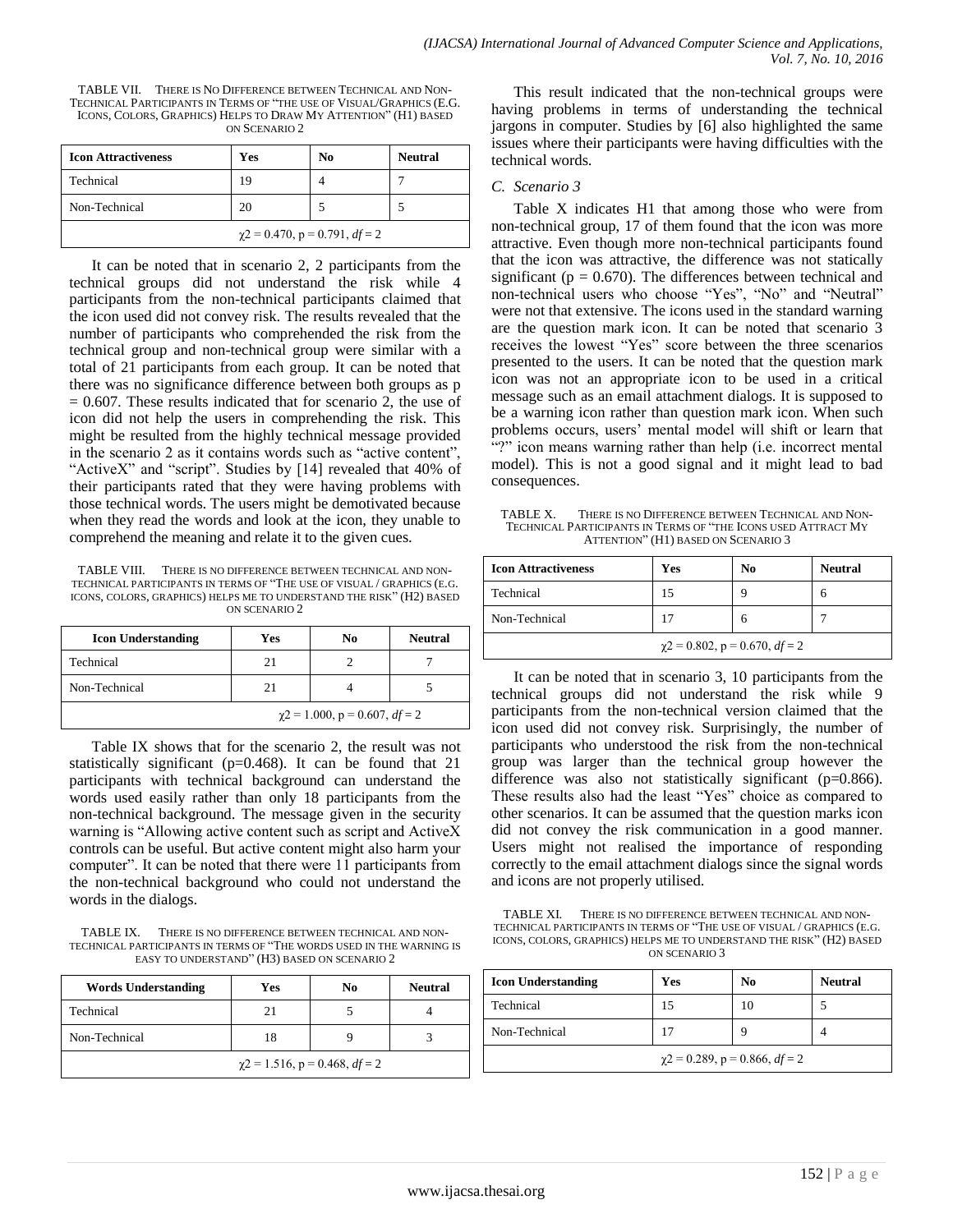TABLE VII. THERE IS NO DIFFERENCE BETWEEN TECHNICAL AND NON-TECHNICAL PARTICIPANTS IN TERMS OF "THE USE OF VISUAL/GRAPHICS (E.G. ICONS, COLORS, GRAPHICS) HELPS TO DRAW MY ATTENTION" (H1) BASED ON SCENARIO 2

| Icon Attractiveness | Yes | No | Neutral |
|---|---|---|---|
| Technical | 19 | 4 | 7 |
| Non-Technical | 20 | 5 | 5 |
| $\chi 2 = 0.470$, $p = 0.791$, $df = 2$ | | | |

It can be noted that in scenario 2, 2 participants from the technical groups did not understand the risk while 4 participants from the non-technical participants claimed that the icon used did not convey risk. The results revealed that the number of participants who comprehended the risk from the technical group and non-technical group were similar with a total of 21 participants from each group. It can be noted that there was no significance difference between both groups as $p = 0.607$. These results indicated that for scenario 2, the use of icon did not help the users in comprehending the risk. This might be resulted from the highly technical message provided in the scenario 2 as it contains words such as "active content", "ActiveX" and "script". Studies by [14] revealed that 40% of their participants rated that they were having problems with those technical words. The users might be demotivated because when they read the words and look at the icon, they unable to comprehend the meaning and relate it to the given cues.

TABLE VIII. THERE IS NO DIFFERENCE BETWEEN TECHNICAL AND NON-TECHNICAL PARTICIPANTS IN TERMS OF "THE USE OF VISUAL / GRAPHICS (E.G. ICONS, COLORS, GRAPHICS) HELPS ME TO UNDERSTAND THE RISK" (H2) BASED ON SCENARIO 2

| Icon Understanding | Yes | No | Neutral |
|---|---|---|---|
| Technical | 21 | 2 | 7 |
| Non-Technical | 21 | 4 | 5 |
| $\chi 2 = 1.000$, $p = 0.607$, $df = 2$ | | | |

Table IX shows that for the scenario 2, the result was not statistically significant ($p=0.468$). It can be found that 21 participants with technical background can understand the words used easily rather than only 18 participants from the non-technical background. The message given in the security warning is "Allowing active content such as script and ActiveX controls can be useful. But active content might also harm your computer". It can be noted that there were 11 participants from the non-technical background who could not understand the words in the dialogs.

TABLE IX. THERE IS NO DIFFERENCE BETWEEN TECHNICAL AND NON-TECHNICAL PARTICIPANTS IN TERMS OF "THE WORDS USED IN THE WARNING IS EASY TO UNDERSTAND" (H3) BASED ON SCENARIO 2

| Words Understanding | Yes | No | Neutral |
|---|---|---|---|
| Technical | 21 | 5 | 4 |
| Non-Technical | 18 | 9 | 3 |
| $\chi 2 = 1.516$, $p = 0.468$, $df = 2$ | | | |

This result indicated that the non-technical groups were having problems in terms of understanding the technical jargons in computer. Studies by [6] also highlighted the same issues where their participants were having difficulties with the technical words.

### *C. Scenario 3*

Table X indicates H1 that among those who were from non-technical group, 17 of them found that the icon was more attractive. Even though more non-technical participants found that the icon was attractive, the difference was not statically significant ($p = 0.670$). The differences between technical and non-technical users who choose "Yes", "No" and "Neutral" were not that extensive. The icons used in the standard warning are the question mark icon. It can be noted that scenario 3 receives the lowest "Yes" score between the three scenarios presented to the users. It can be noted that the question mark icon was not an appropriate icon to be used in a critical message such as an email attachment dialogs. It is supposed to be a warning icon rather than question mark icon. When such problems occurs, users' mental model will shift or learn that "?" icon means warning rather than help (i.e. incorrect mental model). This is not a good signal and it might lead to bad consequences.

TABLE X. THERE IS NO DIFFERENCE BETWEEN TECHNICAL AND NON-TECHNICAL PARTICIPANTS IN TERMS OF "THE ICONS USED ATTRACT MY ATTENTION" (H1) BASED ON SCENARIO 3

| Icon Attractiveness | Yes | No | Neutral |
|---|---|---|---|
| Technical | 15 | 9 | 6 |
| Non-Technical | 17 | 6 | 7 |
| $\chi 2 = 0.802$, $p = 0.670$, $df = 2$ | | | |

It can be noted that in scenario 3, 10 participants from the technical groups did not understand the risk while 9 participants from the non-technical version claimed that the icon used did not convey risk. Surprisingly, the number of participants who understood the risk from the non-technical group was larger than the technical group however the difference was also not statistically significant ($p=0.866$). These results also had the least "Yes" choice as compared to other scenarios. It can be assumed that the question marks icon did not convey the risk communication in a good manner. Users might not realised the importance of responding correctly to the email attachment dialogs since the signal words and icons are not properly utilised.

TABLE XI. THERE IS NO DIFFERENCE BETWEEN TECHNICAL AND NON-TECHNICAL PARTICIPANTS IN TERMS OF "THE USE OF VISUAL / GRAPHICS (E.G. ICONS, COLORS, GRAPHICS) HELPS ME TO UNDERSTAND THE RISK" (H2) BASED ON SCENARIO 3

| Icon Understanding | Yes | No | Neutral |
|---|---|---|---|
| Technical | 15 | 10 | 5 |
| Non-Technical | 17 | 9 | 4 |
| $\chi 2 = 0.289$, $p = 0.866$, $df = 2$ | | | |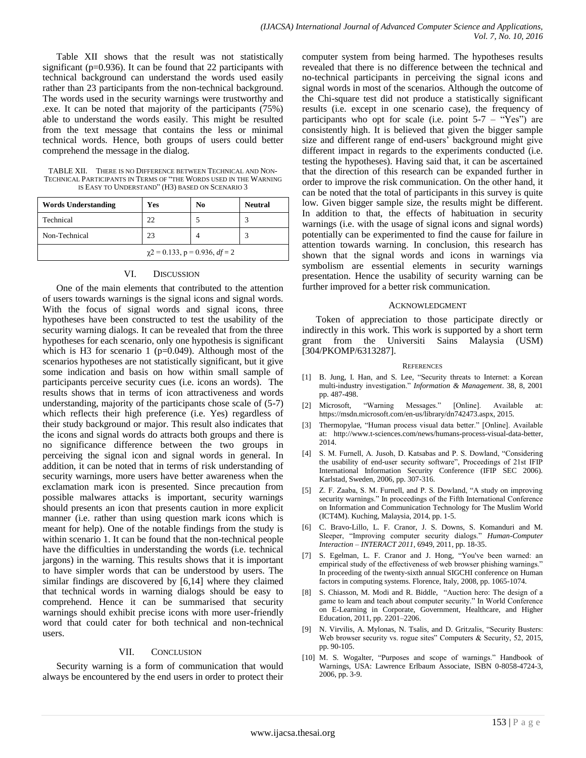Table XII shows that the result was not statistically significant (p=0.936). It can be found that 22 participants with technical background can understand the words used easily rather than 23 participants from the non-technical background. The words used in the security warnings were trustworthy and .exe. It can be noted that majority of the participants (75%) able to understand the words easily. This might be resulted from the text message that contains the less or minimal technical words. Hence, both groups of users could better comprehend the message in the dialog.

TABLE XII. THERE IS NO DIFFERENCE BETWEEN TECHNICAL AND NON-TECHNICAL PARTICIPANTS IN TERMS OF "THE WORDS USED IN THE WARNING IS EASY TO UNDERSTAND" (H3) BASED ON SCENARIO 3

| Words Understanding | Yes | No | Neutral |
|---|---|---|---|
| Technical | 22 | 5 | 3 |
| Non-Technical | 23 | 4 | 3 |
| $\chi2 = 0.133$, $p = 0.936$, $df = 2$ | | | |

## VI. DISCUSSION

One of the main elements that contributed to the attention of users towards warnings is the signal icons and signal words. With the focus of signal words and signal icons, three hypotheses have been constructed to test the usability of the security warning dialogs. It can be revealed that from the three hypotheses for each scenario, only one hypothesis is significant which is H3 for scenario 1 (p=0.049). Although most of the scenarios hypotheses are not statistically significant, but it give some indication and basis on how within small sample of participants perceive security cues (i.e. icons an words). The results shows that in terms of icon attractiveness and words understanding, majority of the participants chose scale of (5-7) which reflects their high preference (i.e. Yes) regardless of their study background or major. This result also indicates that the icons and signal words do attracts both groups and there is no significance difference between the two groups in perceiving the signal icon and signal words in general. In addition, it can be noted that in terms of risk understanding of security warnings, more users have better awareness when the exclamation mark icon is presented. Since precaution from possible malwares attacks is important, security warnings should presents an icon that presents caution in more explicit manner (i.e. rather than using question mark icons which is meant for help). One of the notable findings from the study is within scenario 1. It can be found that the non-technical people have the difficulties in understanding the words (i.e. technical jargons) in the warning. This results shows that it is important to have simpler words that can be understood by users. The similar findings are discovered by [6,14] where they claimed that technical words in warning dialogs should be easy to comprehend. Hence it can be summarised that security warnings should exhibit precise icons with more user-friendly word that could cater for both technical and non-technical users.

## VII. CONCLUSION

Security warning is a form of communication that would always be encountered by the end users in order to protect their computer system from being harmed. The hypotheses results revealed that there is no difference between the technical and no-technical participants in perceiving the signal icons and signal words in most of the scenarios. Although the outcome of the Chi-square test did not produce a statistically significant results (i.e. except in one scenario case), the frequency of participants who opt for scale (i.e. point 5-7 – "Yes") are consistently high. It is believed that given the bigger sample size and different range of end-users' background might give different impact in regards to the experiments conducted (i.e. testing the hypotheses). Having said that, it can be ascertained that the direction of this research can be expanded further in order to improve the risk communication. On the other hand, it can be noted that the total of participants in this survey is quite low. Given bigger sample size, the results might be different. In addition to that, the effects of habituation in security warnings (i.e. with the usage of signal icons and signal words) potentially can be experimented to find the cause for failure in attention towards warning. In conclusion, this research has shown that the signal words and icons in warnings via symbolism are essential elements in security warnings presentation. Hence the usability of security warning can be further improved for a better risk communication.

## ACKNOWLEDGMENT

Token of appreciation to those participate directly or indirectly in this work. This work is supported by a short term grant from the Universiti Sains Malaysia (USM) [304/PKOMP/6313287].

## REFERENCES

[1] B. Jung, I. Han, and S. Lee, "Security threats to Internet: a Korean multi-industry investigation." *Information & Management*. 38, 8, 2001 pp. 487-498.

[2] Microsoft, "Warning Messages." [Online]. Available at: https://msdn.microsoft.com/en-us/library/dn742473.aspx, 2015.

[3] Thermopylae, "Human process visual data better." [Online]. Available at: http://www.t-sciences.com/news/humans-process-visual-data-better, 2014.

[4] S. M. Furnell, A. Jusoh, D. Katsabas and P. S. Dowland, "Considering the usability of end-user security software", Proceedings of 21st IFIP International Information Security Conference (IFIP SEC 2006). Karlstad, Sweden, 2006, pp. 307-316.

[5] Z. F. Zaaba, S. M. Furnell, and P. S. Dowland, "A study on improving security warnings." In proceedings of the Fifth International Conference on Information and Communication Technology for The Muslim World (ICT4M). Kuching, Malaysia, 2014, pp. 1-5.

[6] C. Bravo-Lillo, L. F. Cranor, J. S. Downs, S. Komanduri and M. Sleeper, "Improving computer security dialogs." *Human-Computer Interaction – INTERACT 2011*, 6949, 2011, pp. 18-35.

[7] S. Egelman, L. F. Cranor and J. Hong, "You've been warned: an empirical study of the effectiveness of web browser phishing warnings." In proceeding of the twenty-sixth annual SIGCHI conference on Human factors in computing systems. Florence, Italy, 2008, pp. 1065-1074.

[8] S. Chiasson, M. Modi and R. Biddle, "Auction hero: The design of a game to learn and teach about computer security." In World Conference on E-Learning in Corporate, Government, Healthcare, and Higher Education, 2011, pp. 2201–2206.

[9] N. Virvilis, A. Mylonas, N. Tsalis, and D. Gritzalis, "Security Busters: Web browser security vs. rogue sites" Computers & Security, 52, 2015, pp. 90-105.

[10] M. S. Wogalter, "Purposes and scope of warnings." Handbook of Warnings, USA: Lawrence Erlbaum Associate, ISBN 0-8058-4724-3, 2006, pp. 3-9.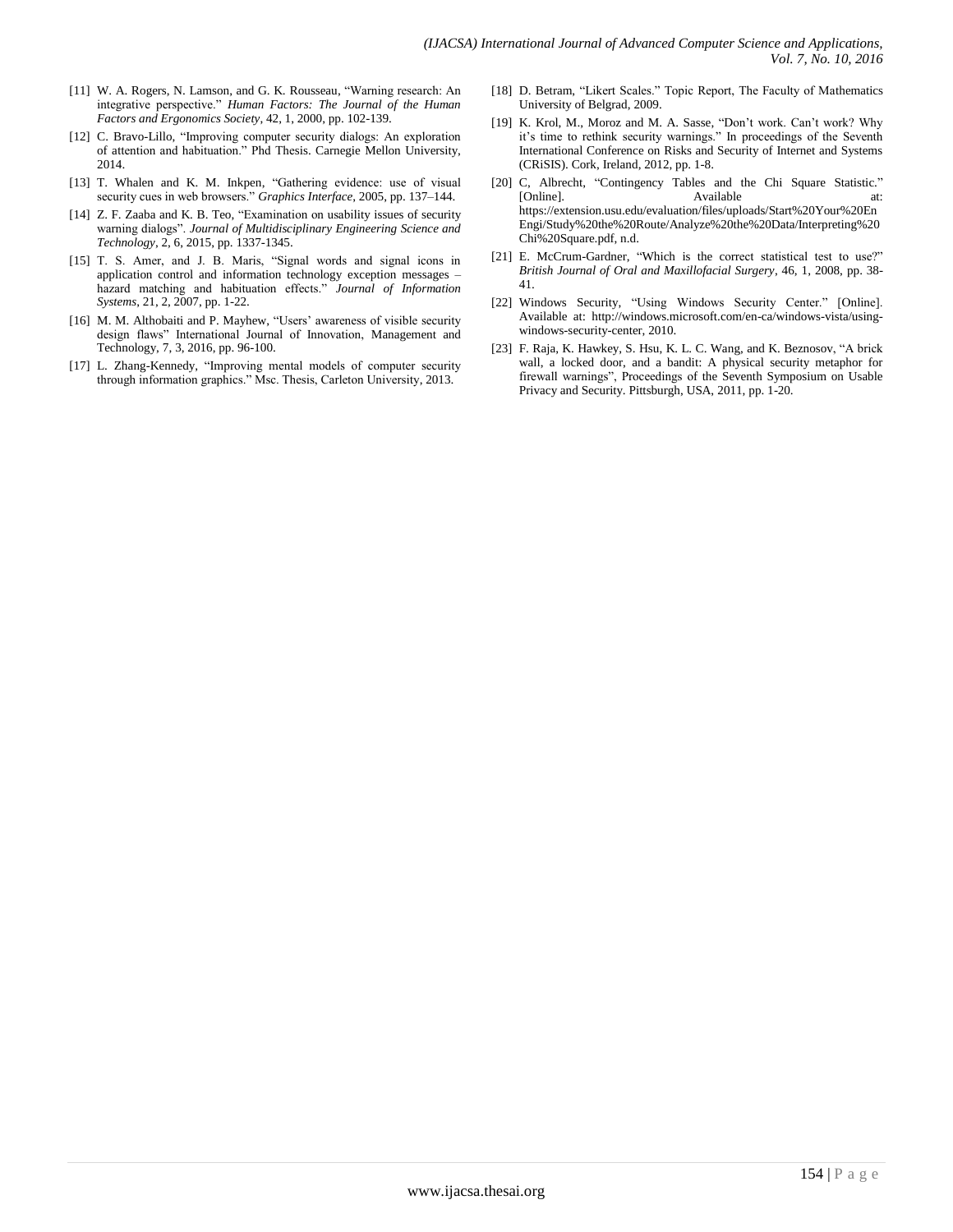[11] W. A. Rogers, N. Lamson, and G. K. Rousseau, "Warning research: An integrative perspective." *Human Factors: The Journal of the Human Factors and Ergonomics Society*, 42, 1, 2000, pp. 102-139.

[12] C. Bravo-Lillo, "Improving computer security dialogs: An exploration of attention and habituation." Phd Thesis. Carnegie Mellon University, 2014.

[13] T. Whalen and K. M. Inkpen, "Gathering evidence: use of visual security cues in web browsers." *Graphics Interface*, 2005, pp. 137–144.

[14] Z. F. Zaaba and K. B. Teo, "Examination on usability issues of security warning dialogs". *Journal of Multidisciplinary Engineering Science and Technology*, 2, 6, 2015, pp. 1337-1345.

[15] T. S. Amer, and J. B. Maris, "Signal words and signal icons in application control and information technology exception messages – hazard matching and habituation effects." *Journal of Information Systems*, 21, 2, 2007, pp. 1-22.

[16] M. M. Althobaiti and P. Mayhew, "Users' awareness of visible security design flaws" International Journal of Innovation, Management and Technology, 7, 3, 2016, pp. 96-100.

[17] L. Zhang-Kennedy, "Improving mental models of computer security through information graphics." Msc. Thesis, Carleton University, 2013.

[18] D. Betram, "Likert Scales." Topic Report, The Faculty of Mathematics University of Belgrad, 2009.

[19] K. Krol, M., Moroz and M. A. Sasse, "Don't work. Can't work? Why it's time to rethink security warnings." In proceedings of the Seventh International Conference on Risks and Security of Internet and Systems (CRiSIS). Cork, Ireland, 2012, pp. 1-8.

[20] C, Albrecht, "Contingency Tables and the Chi Square Statistic." [Online]. Available at: https://extension.usu.edu/evaluation/files/uploads/Start%20Your%20EnEngi/Study%20the%20Route/Analyze%20the%20Data/Interpreting%20Chi%20Square.pdf, n.d.

[21] E. McCrum-Gardner, "Which is the correct statistical test to use?" *British Journal of Oral and Maxillofacial Surgery*, 46, 1, 2008, pp. 38-41.

[22] Windows Security, "Using Windows Security Center." [Online]. Available at: http://windows.microsoft.com/en-ca/windows-vista/using-windows-security-center, 2010.

[23] F. Raja, K. Hawkey, S. Hsu, K. L. C. Wang, and K. Beznosov, "A brick wall, a locked door, and a bandit: A physical security metaphor for firewall warnings", Proceedings of the Seventh Symposium on Usable Privacy and Security. Pittsburgh, USA, 2011, pp. 1-20.